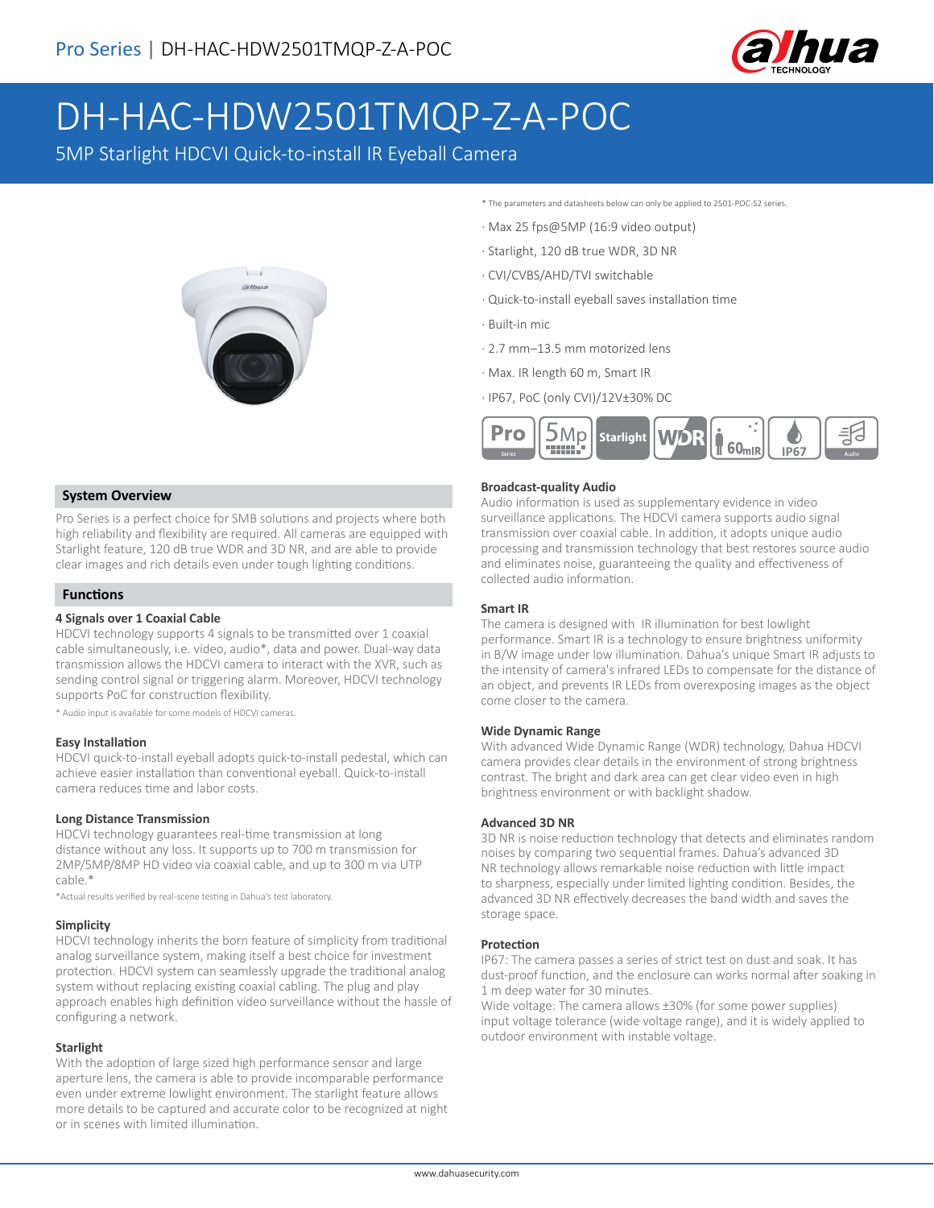# DH-HAC-HDW2501TMQP-Z-A-POC

5MP Starlight HDCVI Quick-to-install IR Eyeball Camera

* The parameters and datasheets below can only be applied to 2501-POC-S2 series.

- Max 25 fps@5MP (16:9 video output)
- Starlight, 120 dB true WDR, 3D NR
- CVI/CVBS/AHD/TVI switchable
- Quick-to-install eyeball saves installation time
- Built-in mic
- 2.7 mm–13.5 mm motorized lens
- Max. IR length 60 m, Smart IR
- IP67, PoC (only CVI)/12V±30% DC

## System Overview

Pro Series is a perfect choice for SMB solutions and projects where both high reliability and flexibility are required. All cameras are equipped with Starlight feature, 120 dB true WDR and 3D NR, and are able to provide clear images and rich details even under tough lighting conditions.

## Functions

### 4 Signals over 1 Coaxial Cable

HDCVI technology supports 4 signals to be transmitted over 1 coaxial cable simultaneously, i.e. video, audio*, data and power. Dual-way data transmission allows the HDCVI camera to interact with the XVR, such as sending control signal or triggering alarm. Moreover, HDCVI technology supports PoC for construction flexibility.

* Audio input is available for some models of HDCVI cameras.

### Easy Installation

HDCVI quick-to-install eyeball adopts quick-to-install pedestal, which can achieve easier installation than conventional eyeball. Quick-to-install camera reduces time and labor costs.

### Long Distance Transmission

HDCVI technology guarantees real-time transmission at long distance without any loss. It supports up to 700 m transmission for 2MP/5MP/8MP HD video via coaxial cable, and up to 300 m via UTP cable.*

*Actual results verified by real-scene testing in Dahua's test laboratory.

### Simplicity

HDCVI technology inherits the born feature of simplicity from traditional analog surveillance system, making itself a best choice for investment protection. HDCVI system can seamlessly upgrade the traditional analog system without replacing existing coaxial cabling. The plug and play approach enables high definition video surveillance without the hassle of configuring a network.

### Starlight

With the adoption of large sized high performance sensor and large aperture lens, the camera is able to provide incomparable performance even under extreme lowlight environment. The starlight feature allows more details to be captured and accurate color to be recognized at night or in scenes with limited illumination.

### Broadcast-quality Audio

Audio information is used as supplementary evidence in video surveillance applications. The HDCVI camera supports audio signal transmission over coaxial cable. In addition, it adopts unique audio processing and transmission technology that best restores source audio and eliminates noise, guaranteeing the quality and effectiveness of collected audio information.

### Smart IR

The camera is designed with IR illumination for best lowlight performance. Smart IR is a technology to ensure brightness uniformity in B/W image under low illumination. Dahua's unique Smart IR adjusts to the intensity of camera's infrared LEDs to compensate for the distance of an object, and prevents IR LEDs from overexposing images as the object come closer to the camera.

### Wide Dynamic Range

With advanced Wide Dynamic Range (WDR) technology, Dahua HDCVI camera provides clear details in the environment of strong brightness contrast. The bright and dark area can get clear video even in high brightness environment or with backlight shadow.

### Advanced 3D NR

3D NR is noise reduction technology that detects and eliminates random noises by comparing two sequential frames. Dahua's advanced 3D NR technology allows remarkable noise reduction with little impact to sharpness, especially under limited lighting condition. Besides, the advanced 3D NR effectively decreases the band width and saves the storage space.

### Protection

IP67: The camera passes a series of strict test on dust and soak. It has dust-proof function, and the enclosure can works normal after soaking in 1 m deep water for 30 minutes.

Wide voltage: The camera allows ±30% (for some power supplies) input voltage tolerance (wide voltage range), and it is widely applied to outdoor environment with instable voltage.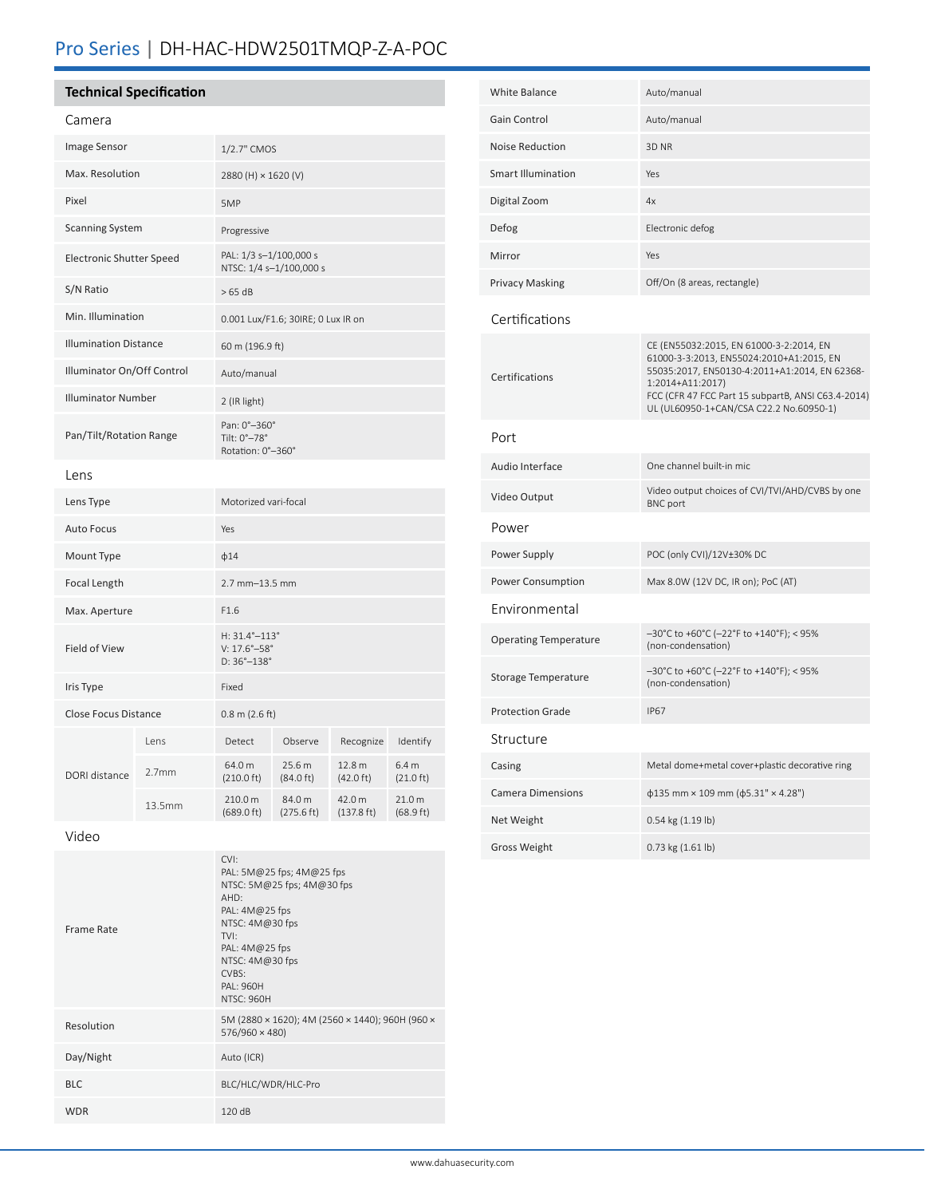# Pro Series | DH-HAC-HDW2501TMQP-Z-A-POC

## Technical Specification

### Camera

| | |
|---|---|
| Image Sensor | 1/2.7" CMOS |
| Max. Resolution | 2880 (H) × 1620 (V) |
| Pixel | 5MP |
| Scanning System | Progressive |
| Electronic Shutter Speed | PAL: 1/3 s–1/100,000 s<br>NTSC: 1/4 s–1/100,000 s |
| S/N Ratio | > 65 dB |
| Min. Illumination | 0.001 Lux/F1.6; 30IRE; 0 Lux IR on |
| Illumination Distance | 60 m (196.9 ft) |
| Illuminator On/Off Control | Auto/manual |
| Illuminator Number | 2 (IR light) |
| Pan/Tilt/Rotation Range | Pan: 0°–360°<br>Tilt: 0°–78°<br>Rotation: 0°–360° |

### Lens

| | | | | | |
|---|---|---|---|---|---|
| Lens Type | | Motorized vari-focal | | | |
| Auto Focus | | Yes | | | |
| Mount Type | | ϕ14 | | | |
| Focal Length | | 2.7 mm–13.5 mm | | | |
| Max. Aperture | | F1.6 | | | |
| Field of View | | H: 31.4°–113°<br>V: 17.6°–58°<br>D: 36°–138° | | | |
| Iris Type | | Fixed | | | |
| Close Focus Distance | | 0.8 m (2.6 ft) | | | |
| DORI distance | Lens | Detect | Observe | Recognize | Identify |
| | 2.7mm | 64.0 m (210.0 ft) | 25.6 m (84.0 ft) | 12.8 m (42.0 ft) | 6.4 m (21.0 ft) |
| | 13.5mm | 210.0 m (689.0 ft) | 84.0 m (275.6 ft) | 42.0 m (137.8 ft) | 21.0 m (68.9 ft) |

### Video

| | |
|---|---|
| Frame Rate | CVI:<br>PAL: 5M@25 fps; 4M@25 fps<br>NTSC: 5M@25 fps; 4M@30 fps<br>AHD:<br>PAL: 4M@25 fps<br>NTSC: 4M@30 fps<br>TVI:<br>PAL: 4M@25 fps<br>NTSC: 4M@30 fps<br>CVBS:<br>PAL: 960H<br>NTSC: 960H |
| Resolution | 5M (2880 × 1620); 4M (2560 × 1440); 960H (960 × 576/960 × 480) |
| Day/Night | Auto (ICR) |
| BLC | BLC/HLC/WDR/HLC-Pro |
| WDR | 120 dB |
| White Balance | Auto/manual |
| Gain Control | Auto/manual |
| Noise Reduction | 3D NR |
| Smart Illumination | Yes |
| Digital Zoom | 4x |
| Defog | Electronic defog |
| Mirror | Yes |
| Privacy Masking | Off/On (8 areas, rectangle) |

### Certifications

| | |
|---|---|
| Certifications | CE (EN55032:2015, EN 61000-3-2:2014, EN 61000-3-3:2013, EN55024:2010+A1:2015, EN 55035:2017, EN50130-4:2011+A1:2014, EN 62368-1:2014+A11:2017)<br>FCC (CFR 47 FCC Part 15 subpartB, ANSI C63.4-2014)<br>UL (UL60950-1+CAN/CSA C22.2 No.60950-1) |

### Port

| | |
|---|---|
| Audio Interface | One channel built-in mic |
| Video Output | Video output choices of CVI/TVI/AHD/CVBS by one BNC port |

### Power

| | |
|---|---|
| Power Supply | POC (only CVI)/12V±30% DC |
| Power Consumption | Max 8.0W (12V DC, IR on); PoC (AT) |

### Environmental

| | |
|---|---|
| Operating Temperature | –30°C to +60°C (–22°F to +140°F); < 95% (non-condensation) |
| Storage Temperature | –30°C to +60°C (–22°F to +140°F); < 95% (non-condensation) |
| Protection Grade | IP67 |

### Structure

| | |
|---|---|
| Casing | Metal dome+metal cover+plastic decorative ring |
| Camera Dimensions | ϕ135 mm × 109 mm (ϕ5.31" × 4.28") |
| Net Weight | 0.54 kg (1.19 lb) |
| Gross Weight | 0.73 kg (1.61 lb) |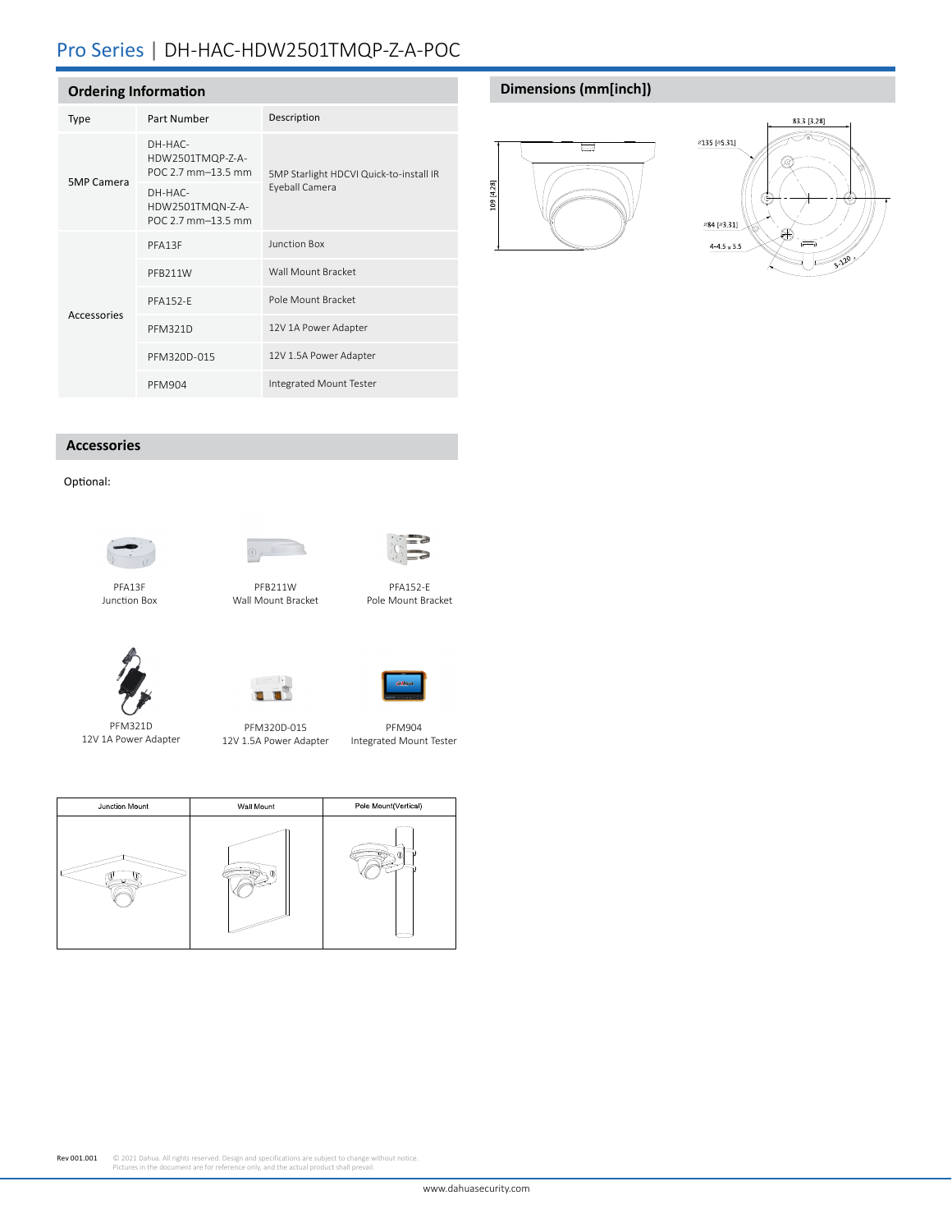# Pro Series | DH-HAC-HDW2501TMQP-Z-A-POC

## Ordering Information

| Type | Part Number | Description |
|---|---|---|
| 5MP Camera | DH-HAC-HDW2501TMQP-Z-A-POC 2.7 mm–13.5 mm | 5MP Starlight HDCVI Quick-to-install IR Eyeball Camera |
| | DH-HAC-HDW2501TMQN-Z-A-POC 2.7 mm–13.5 mm | |
| Accessories | PFA13F | Junction Box |
| | PFB211W | Wall Mount Bracket |
| | PFA152-E | Pole Mount Bracket |
| | PFM321D | 12V 1A Power Adapter |
| | PFM320D-015 | 12V 1.5A Power Adapter |
| | PFM904 | Integrated Mount Tester |

## Dimensions (mm[inch])

109 [4.28]

83.3 [3.28]

Ø135 [Ø5.31]

Ø84 [Ø3.31]

4-4.5 x 5.5

3-120°

## Accessories

Optional:

PFA13F
Junction Box

PFB211W
Wall Mount Bracket

PFA152-E
Pole Mount Bracket

PFM321D
12V 1A Power Adapter

PFM320D-015
12V 1.5A Power Adapter

PFM904
Integrated Mount Tester

| Junction Mount | Wall Mount | Pole Mount(Vertical) |
|---|---|---|
| | | |

Rev 001.001

© 2021 Dahua. All rights reserved. Design and specifications are subject to change without notice.
Pictures in the document are for reference only, and the actual product shall prevail.

www.dahuasecurity.com